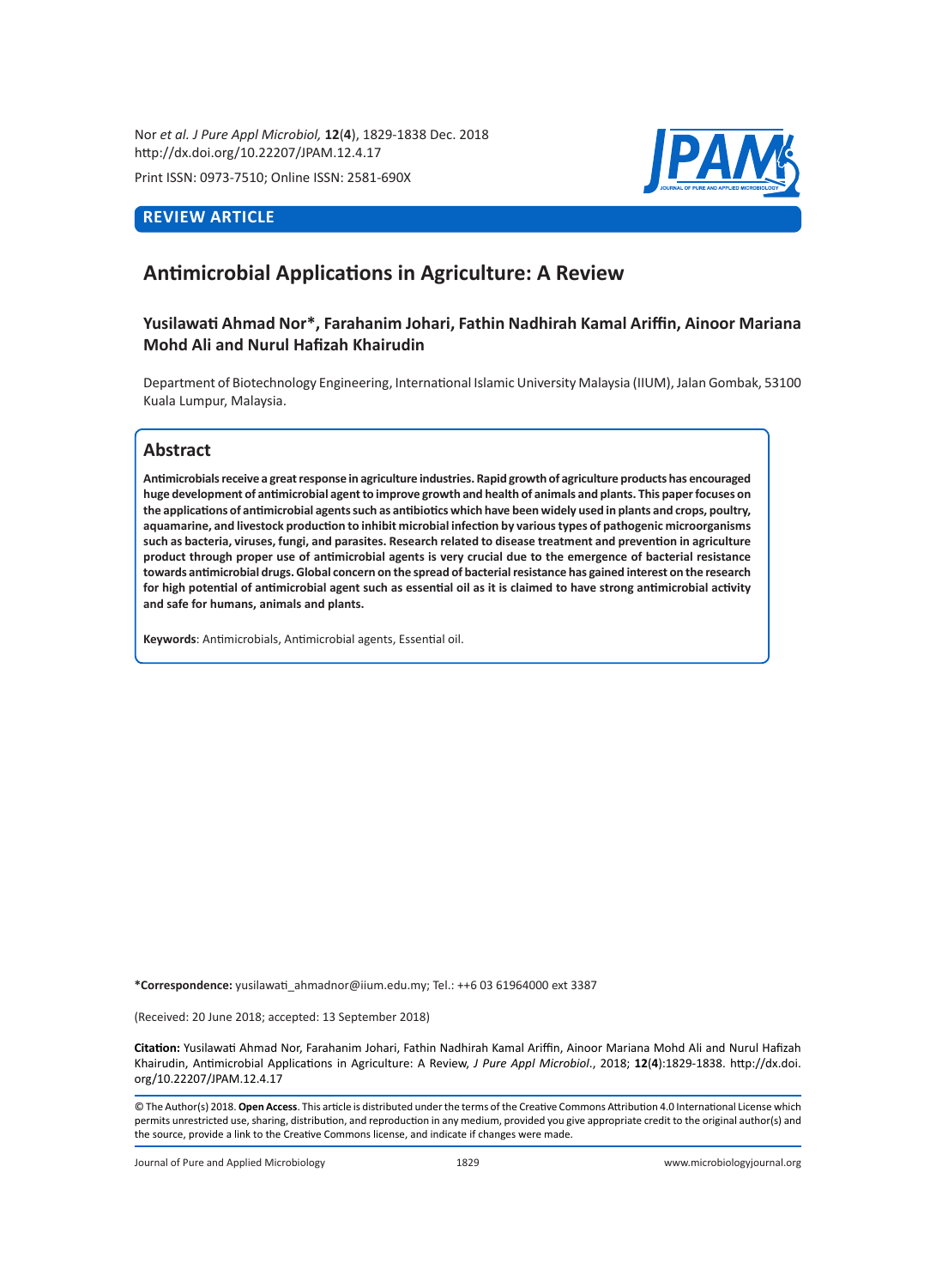REVIEW ARTICLE

# Antimicrobial Applications in Agriculture: A Review

**Yusilawati Ahmad Nor*, Farahanim Johari, Fathin Nadhirah Kamal Ariffin, Ainoor Mariana Mohd Ali and Nurul Hafizah Khairudin**

Department of Biotechnology Engineering, International Islamic University Malaysia (IIUM), Jalan Gombak, 53100 Kuala Lumpur, Malaysia.

## Abstract

**Antimicrobials receive a great response in agriculture industries. Rapid growth of agriculture products has encouraged huge development of antimicrobial agent to improve growth and health of animals and plants. This paper focuses on the applications of antimicrobial agents such as antibiotics which have been widely used in plants and crops, poultry, aquamarine, and livestock production to inhibit microbial infection by various types of pathogenic microorganisms such as bacteria, viruses, fungi, and parasites. Research related to disease treatment and prevention in agriculture product through proper use of antimicrobial agents is very crucial due to the emergence of bacterial resistance towards antimicrobial drugs. Global concern on the spread of bacterial resistance has gained interest on the research for high potential of antimicrobial agent such as essential oil as it is claimed to have strong antimicrobial activity and safe for humans, animals and plants.**

**Keywords**: Antimicrobials, Antimicrobial agents, Essential oil.

***Correspondence:** yusilawati_ahmadnor@iium.edu.my; Tel.: ++6 03 61964000 ext 3387

(Received: 20 June 2018; accepted: 13 September 2018)

**Citation:** Yusilawati Ahmad Nor, Farahanim Johari, Fathin Nadhirah Kamal Ariffin, Ainoor Mariana Mohd Ali and Nurul Hafizah Khairudin, Antimicrobial Applications in Agriculture: A Review, *J Pure Appl Microbiol.*, 2018; **12**(**4**):1829-1838. http://dx.doi.org/10.22207/JPAM.12.4.17

© The Author(s) 2018. **Open Access**. This article is distributed under the terms of the Creative Commons Attribution 4.0 International License which permits unrestricted use, sharing, distribution, and reproduction in any medium, provided you give appropriate credit to the original author(s) and the source, provide a link to the Creative Commons license, and indicate if changes were made.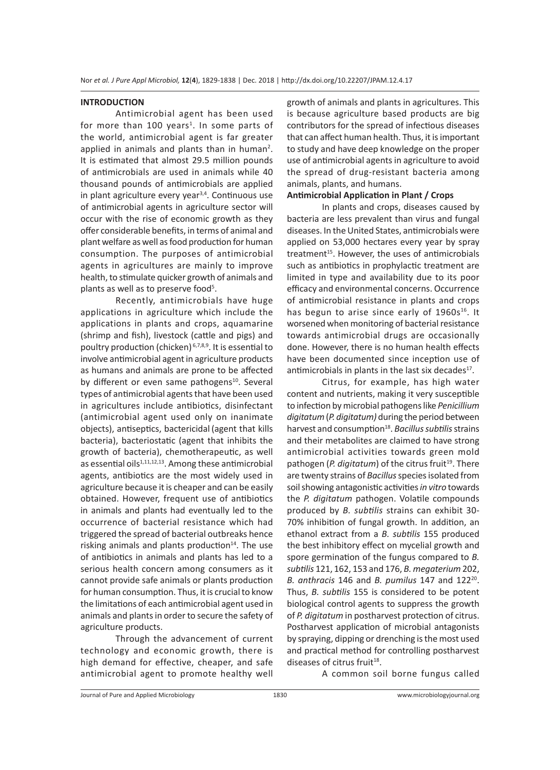## INTRODUCTION

Antimicrobial agent has been used for more than 100 years[1]. In some parts of the world, antimicrobial agent is far greater applied in animals and plants than in human[2]. It is estimated that almost 29.5 million pounds of antimicrobials are used in animals while 40 thousand pounds of antimicrobials are applied in plant agriculture every year[3,4]. Continuous use of antimicrobial agents in agriculture sector will occur with the rise of economic growth as they offer considerable benefits, in terms of animal and plant welfare as well as food production for human consumption. The purposes of antimicrobial agents in agricultures are mainly to improve health, to stimulate quicker growth of animals and plants as well as to preserve food[5].

Recently, antimicrobials have huge applications in agriculture which include the applications in plants and crops, aquamarine (shrimp and fish), livestock (cattle and pigs) and poultry production (chicken)[6,7,8,9]. It is essential to involve antimicrobial agent in agriculture products as humans and animals are prone to be affected by different or even same pathogens[10]. Several types of antimicrobial agents that have been used in agricultures include antibiotics, disinfectant (antimicrobial agent used only on inanimate objects), antiseptics, bactericidal (agent that kills bacteria), bacteriostatic (agent that inhibits the growth of bacteria), chemotherapeutic, as well as essential oils[1,11,12,13]. Among these antimicrobial agents, antibiotics are the most widely used in agriculture because it is cheaper and can be easily obtained. However, frequent use of antibiotics in animals and plants had eventually led to the occurrence of bacterial resistance which had triggered the spread of bacterial outbreaks hence risking animals and plants production[14]. The use of antibiotics in animals and plants has led to a serious health concern among consumers as it cannot provide safe animals or plants production for human consumption. Thus, it is crucial to know the limitations of each antimicrobial agent used in animals and plants in order to secure the safety of agriculture products.

Through the advancement of current technology and economic growth, there is high demand for effective, cheaper, and safe antimicrobial agent to promote healthy well growth of animals and plants in agricultures. This is because agriculture based products are big contributors for the spread of infectious diseases that can affect human health. Thus, it is important to study and have deep knowledge on the proper use of antimicrobial agents in agriculture to avoid the spread of drug-resistant bacteria among animals, plants, and humans.

### Antimicrobial Application in Plant / Crops

In plants and crops, diseases caused by bacteria are less prevalent than virus and fungal diseases. In the United States, antimicrobials were applied on 53,000 hectares every year by spray treatment[15]. However, the uses of antimicrobials such as antibiotics in prophylactic treatment are limited in type and availability due to its poor efficacy and environmental concerns. Occurrence of antimicrobial resistance in plants and crops has begun to arise since early of 1960s[16]. It worsened when monitoring of bacterial resistance towards antimicrobial drugs are occasionally done. However, there is no human health effects have been documented since inception use of antimicrobials in plants in the last six decades[17].

Citrus, for example, has high water content and nutrients, making it very susceptible to infection by microbial pathogens like *Penicillium digitatum* (*P. digitatum)* during the period between harvest and consumption[18]. *Bacillus subtilis* strains and their metabolites are claimed to have strong antimicrobial activities towards green mold pathogen (*P. digitatum*) of the citrus fruit[19]. There are twenty strains of *Bacillus* species isolated from soil showing antagonistic activities *in vitro* towards the *P. digitatum* pathogen. Volatile compounds produced by *B. subtilis* strains can exhibit 30-70% inhibition of fungal growth. In addition, an ethanol extract from a *B. subtilis* 155 produced the best inhibitory effect on mycelial growth and spore germination of the fungus compared to *B. subtilis* 121, 162, 153 and 176, *B. megaterium* 202, *B. anthracis* 146 and *B. pumilus* 147 and 122[20]. Thus, *B. subtilis* 155 is considered to be potent biological control agents to suppress the growth of *P. digitatum* in postharvest protection of citrus. Postharvest application of microbial antagonists by spraying, dipping or drenching is the most used and practical method for controlling postharvest diseases of citrus fruit[18].

A common soil borne fungus called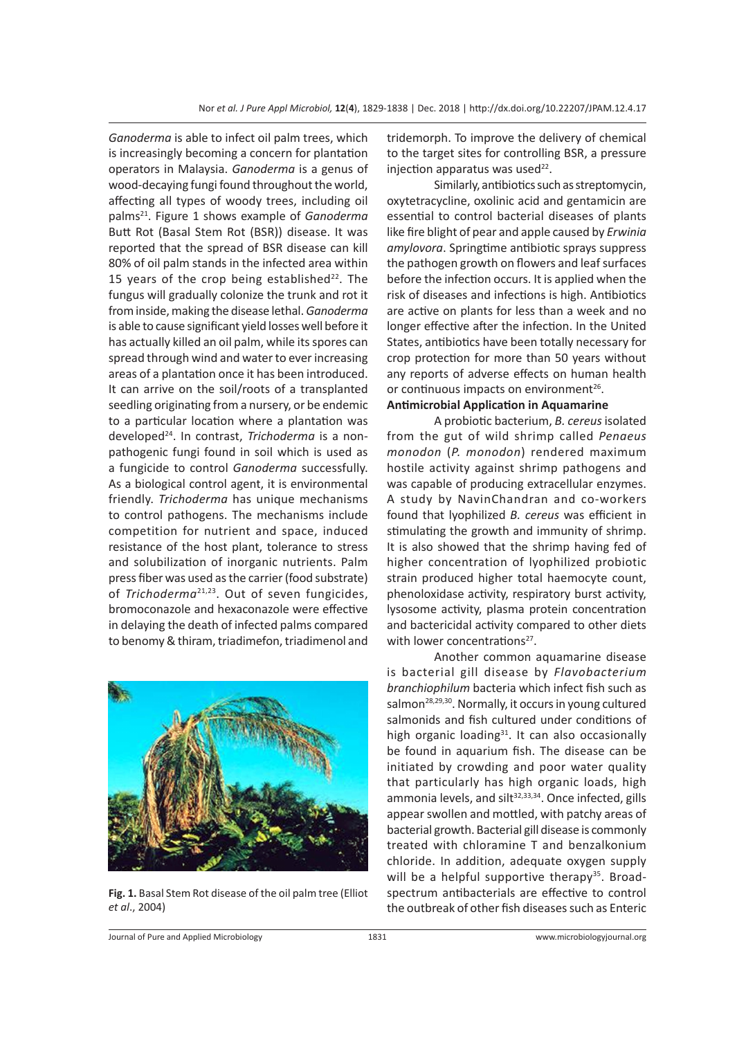*Ganoderma* is able to infect oil palm trees, which is increasingly becoming a concern for plantation operators in Malaysia. *Ganoderma* is a genus of wood-decaying fungi found throughout the world, affecting all types of woody trees, including oil palms[21]. Figure 1 shows example of *Ganoderma* Butt Rot (Basal Stem Rot (BSR)) disease. It was reported that the spread of BSR disease can kill 80% of oil palm stands in the infected area within 15 years of the crop being established[22]. The fungus will gradually colonize the trunk and rot it from inside, making the disease lethal. *Ganoderma* is able to cause significant yield losses well before it has actually killed an oil palm, while its spores can spread through wind and water to ever increasing areas of a plantation once it has been introduced. It can arrive on the soil/roots of a transplanted seedling originating from a nursery, or be endemic to a particular location where a plantation was developed[24]. In contrast, *Trichoderma* is a non-pathogenic fungi found in soil which is used as a fungicide to control *Ganoderma* successfully. As a biological control agent, it is environmental friendly. *Trichoderma* has unique mechanisms to control pathogens. The mechanisms include competition for nutrient and space, induced resistance of the host plant, tolerance to stress and solubilization of inorganic nutrients. Palm press fiber was used as the carrier (food substrate) of *Trichoderma*[21,23]. Out of seven fungicides, bromoconazole and hexaconazole were effective in delaying the death of infected palms compared to benomy & thiram, triadimefon, triadimenol and tridemorph. To improve the delivery of chemical to the target sites for controlling BSR, a pressure injection apparatus was used[22].

**Fig. 1.** Basal Stem Rot disease of the oil palm tree (Elliot *et al*., 2004)

Similarly, antibiotics such as streptomycin, oxytetracycline, oxolinic acid and gentamicin are essential to control bacterial diseases of plants like fire blight of pear and apple caused by *Erwinia amylovora*. Springtime antibiotic sprays suppress the pathogen growth on flowers and leaf surfaces before the infection occurs. It is applied when the risk of diseases and infections is high. Antibiotics are active on plants for less than a week and no longer effective after the infection. In the United States, antibiotics have been totally necessary for crop protection for more than 50 years without any reports of adverse effects on human health or continuous impacts on environment[26].

**Antimicrobial Application in Aquamarine**

A probiotic bacterium, *B. cereus* isolated from the gut of wild shrimp called *Penaeus monodon* (*P. monodon*) rendered maximum hostile activity against shrimp pathogens and was capable of producing extracellular enzymes. A study by NavinChandran and co-workers found that lyophilized *B. cereus* was efficient in stimulating the growth and immunity of shrimp. It is also showed that the shrimp having fed of higher concentration of lyophilized probiotic strain produced higher total haemocyte count, phenoloxidase activity, respiratory burst activity, lysosome activity, plasma protein concentration and bactericidal activity compared to other diets with lower concentrations[27].

Another common aquamarine disease is bacterial gill disease by *Flavobacterium branchiophilum* bacteria which infect fish such as salmon[28,29,30]. Normally, it occurs in young cultured salmonids and fish cultured under conditions of high organic loading[31]. It can also occasionally be found in aquarium fish. The disease can be initiated by crowding and poor water quality that particularly has high organic loads, high ammonia levels, and silt[32,33,34]. Once infected, gills appear swollen and mottled, with patchy areas of bacterial growth. Bacterial gill disease is commonly treated with chloramine T and benzalkonium chloride. In addition, adequate oxygen supply will be a helpful supportive therapy[35]. Broad-spectrum antibacterials are effective to control the outbreak of other fish diseases such as Enteric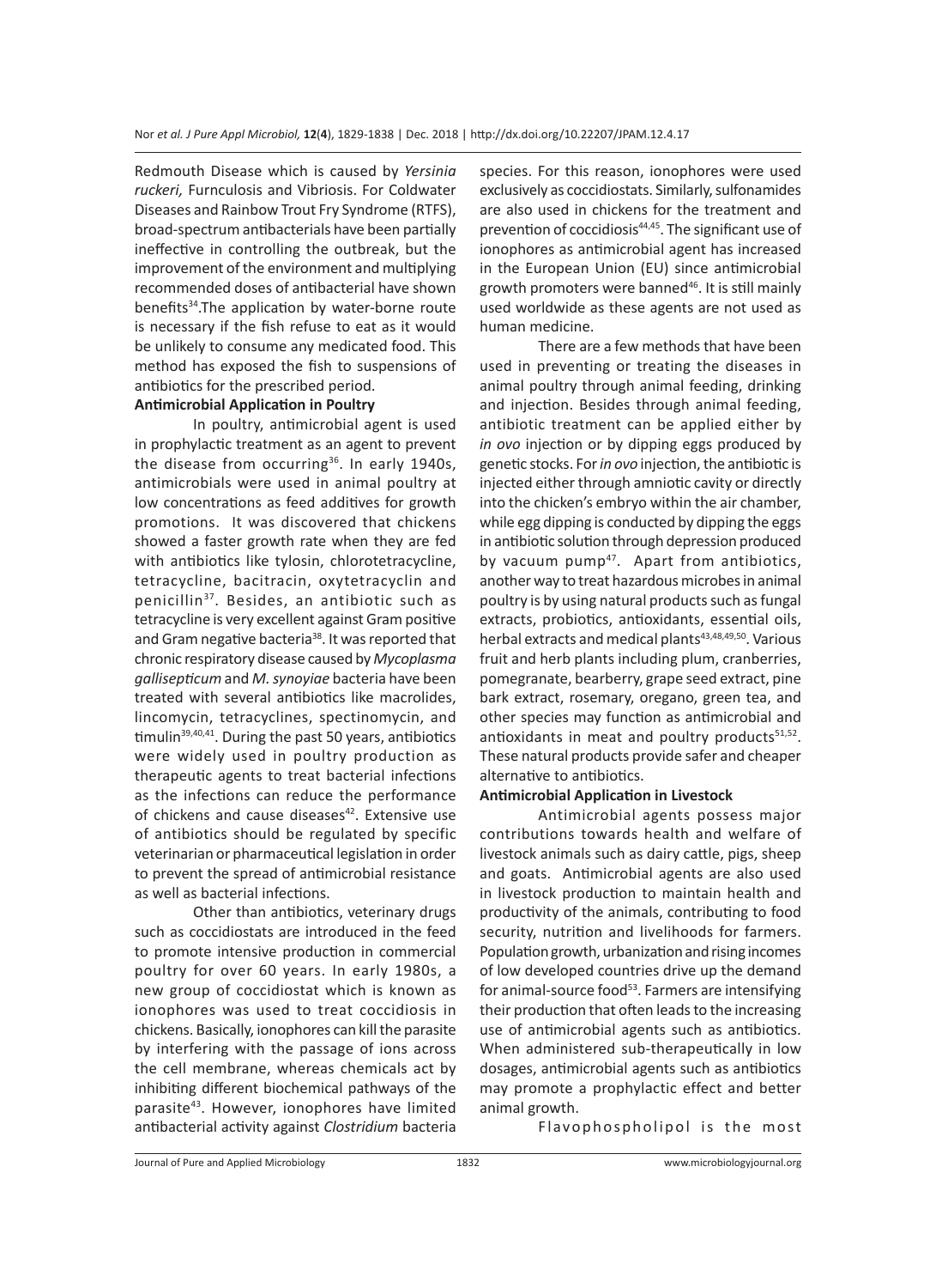Redmouth Disease which is caused by *Yersinia ruckeri,* Furnculosis and Vibriosis. For Coldwater Diseases and Rainbow Trout Fry Syndrome (RTFS), broad-spectrum antibacterials have been partially ineffective in controlling the outbreak, but the improvement of the environment and multiplying recommended doses of antibacterial have shown benefits[34].The application by water-borne route is necessary if the fish refuse to eat as it would be unlikely to consume any medicated food. This method has exposed the fish to suspensions of antibiotics for the prescribed period.

**Antimicrobial Application in Poultry**

In poultry, antimicrobial agent is used in prophylactic treatment as an agent to prevent the disease from occurring[36]. In early 1940s, antimicrobials were used in animal poultry at low concentrations as feed additives for growth promotions. It was discovered that chickens showed a faster growth rate when they are fed with antibiotics like tylosin, chlorotetracycline, tetracycline, bacitracin, oxytetracyclin and penicillin[37]. Besides, an antibiotic such as tetracycline is very excellent against Gram positive and Gram negative bacteria[38]. It was reported that chronic respiratory disease caused by *Mycoplasma gallisepticum* and *M. synoyiae* bacteria have been treated with several antibiotics like macrolides, lincomycin, tetracyclines, spectinomycin, and timulin[39,40,41]. During the past 50 years, antibiotics were widely used in poultry production as therapeutic agents to treat bacterial infections as the infections can reduce the performance of chickens and cause diseases[42]. Extensive use of antibiotics should be regulated by specific veterinarian or pharmaceutical legislation in order to prevent the spread of antimicrobial resistance as well as bacterial infections.

Other than antibiotics, veterinary drugs such as coccidiostats are introduced in the feed to promote intensive production in commercial poultry for over 60 years. In early 1980s, a new group of coccidiostat which is known as ionophores was used to treat coccidiosis in chickens. Basically, ionophores can kill the parasite by interfering with the passage of ions across the cell membrane, whereas chemicals act by inhibiting different biochemical pathways of the parasite[43]. However, ionophores have limited antibacterial activity against *Clostridium* bacteria species. For this reason, ionophores were used exclusively as coccidiostats. Similarly, sulfonamides are also used in chickens for the treatment and prevention of coccidiosis[44,45]. The significant use of ionophores as antimicrobial agent has increased in the European Union (EU) since antimicrobial growth promoters were banned[46]. It is still mainly used worldwide as these agents are not used as human medicine.

There are a few methods that have been used in preventing or treating the diseases in animal poultry through animal feeding, drinking and injection. Besides through animal feeding, antibiotic treatment can be applied either by *in ovo* injection or by dipping eggs produced by genetic stocks. For *in ovo* injection, the antibiotic is injected either through amniotic cavity or directly into the chicken's embryo within the air chamber, while egg dipping is conducted by dipping the eggs in antibiotic solution through depression produced by vacuum pump[47]. Apart from antibiotics, another way to treat hazardous microbes in animal poultry is by using natural products such as fungal extracts, probiotics, antioxidants, essential oils, herbal extracts and medical plants[43,48,49,50]. Various fruit and herb plants including plum, cranberries, pomegranate, bearberry, grape seed extract, pine bark extract, rosemary, oregano, green tea, and other species may function as antimicrobial and antioxidants in meat and poultry products[51,52]. These natural products provide safer and cheaper alternative to antibiotics.

**Antimicrobial Application in Livestock**

Antimicrobial agents possess major contributions towards health and welfare of livestock animals such as dairy cattle, pigs, sheep and goats. Antimicrobial agents are also used in livestock production to maintain health and productivity of the animals, contributing to food security, nutrition and livelihoods for farmers. Population growth, urbanization and rising incomes of low developed countries drive up the demand for animal-source food[53]. Farmers are intensifying their production that often leads to the increasing use of antimicrobial agents such as antibiotics. When administered sub-therapeutically in low dosages, antimicrobial agents such as antibiotics may promote a prophylactic effect and better animal growth.

Flavophospholipol is the most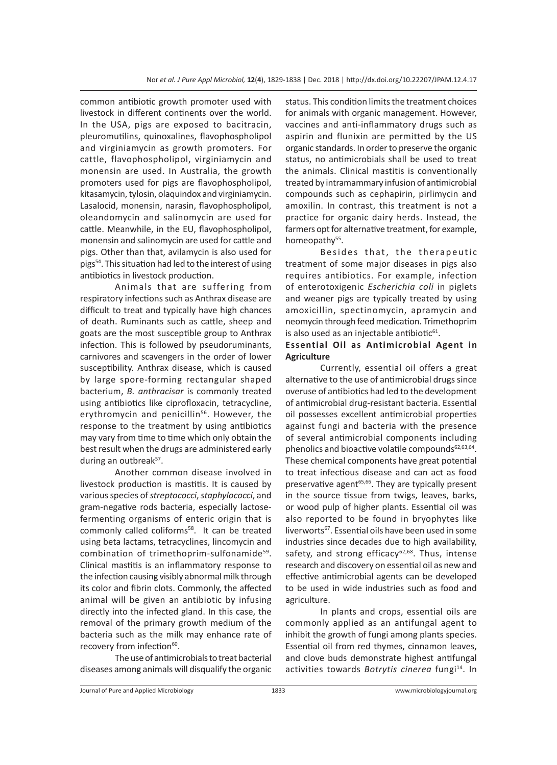common antibiotic growth promoter used with livestock in different continents over the world. In the USA, pigs are exposed to bacitracin, pleuromutilins, quinoxalines, flavophospholipol and virginiamycin as growth promoters. For cattle, flavophospholipol, virginiamycin and monensin are used. In Australia, the growth promoters used for pigs are flavophospholipol, kitasamycin, tylosin, olaquindox and virginiamycin. Lasalocid, monensin, narasin, flavophospholipol, oleandomycin and salinomycin are used for cattle. Meanwhile, in the EU, flavophospholipol, monensin and salinomycin are used for cattle and pigs. Other than that, avilamycin is also used for pigs[54]. This situation had led to the interest of using antibiotics in livestock production.

Animals that are suffering from respiratory infections such as Anthrax disease are difficult to treat and typically have high chances of death. Ruminants such as cattle, sheep and goats are the most susceptible group to Anthrax infection. This is followed by pseudoruminants, carnivores and scavengers in the order of lower susceptibility. Anthrax disease, which is caused by large spore-forming rectangular shaped bacterium, *B. anthracisar* is commonly treated using antibiotics like ciprofloxacin, tetracycline, erythromycin and penicillin[56]. However, the response to the treatment by using antibiotics may vary from time to time which only obtain the best result when the drugs are administered early during an outbreak[57].

Another common disease involved in livestock production is mastitis. It is caused by various species of *streptococci*, *staphylococci*, and gram-negative rods bacteria, especially lactose-fermenting organisms of enteric origin that is commonly called coliforms[58]. It can be treated using beta lactams, tetracyclines, lincomycin and combination of trimethoprim-sulfonamide[59]. Clinical mastitis is an inflammatory response to the infection causing visibly abnormal milk through its color and fibrin clots. Commonly, the affected animal will be given an antibiotic by infusing directly into the infected gland. In this case, the removal of the primary growth medium of the bacteria such as the milk may enhance rate of recovery from infection[60].

The use of antimicrobials to treat bacterial diseases among animals will disqualify the organic status. This condition limits the treatment choices for animals with organic management. However, vaccines and anti-inflammatory drugs such as aspirin and flunixin are permitted by the US organic standards. In order to preserve the organic status, no antimicrobials shall be used to treat the animals. Clinical mastitis is conventionally treated by intramammary infusion of antimicrobial compounds such as cephapirin, pirlimycin and amoxilin. In contrast, this treatment is not a practice for organic dairy herds. Instead, the farmers opt for alternative treatment, for example, homeopathy[55].

Besides that, the therapeutic treatment of some major diseases in pigs also requires antibiotics. For example, infection of enterotoxigenic *Escherichia coli* in piglets and weaner pigs are typically treated by using amoxicillin, spectinomycin, apramycin and neomycin through feed medication. Trimethoprim is also used as an injectable antibiotic[61].

### Essential Oil as Antimicrobial Agent in Agriculture

Currently, essential oil offers a great alternative to the use of antimicrobial drugs since overuse of antibiotics had led to the development of antimicrobial drug-resistant bacteria. Essential oil possesses excellent antimicrobial properties against fungi and bacteria with the presence of several antimicrobial components including phenolics and bioactive volatile compounds[62,63,64]. These chemical components have great potential to treat infectious disease and can act as food preservative agent[65,66]. They are typically present in the source tissue from twigs, leaves, barks, or wood pulp of higher plants. Essential oil was also reported to be found in bryophytes like liverworts[67]. Essential oils have been used in some industries since decades due to high availability, safety, and strong efficacy[62,68]. Thus, intense research and discovery on essential oil as new and effective antimicrobial agents can be developed to be used in wide industries such as food and agriculture.

In plants and crops, essential oils are commonly applied as an antifungal agent to inhibit the growth of fungi among plants species. Essential oil from red thymes, cinnamon leaves, and clove buds demonstrate highest antifungal activities towards *Botrytis cinerea* fungi[14]. In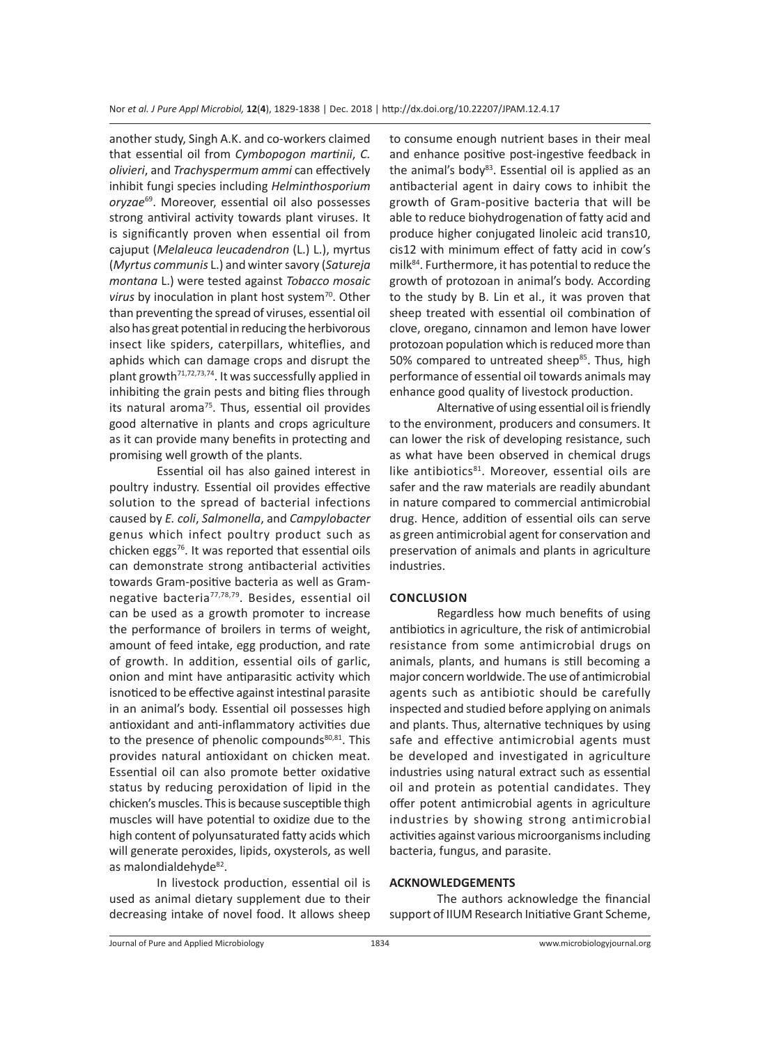another study, Singh A.K. and co-workers claimed that essential oil from *Cymbopogon martinii*, *C. olivieri*, and *Trachyspermum ammi* can effectively inhibit fungi species including *Helminthosporium oryzae*[69]. Moreover, essential oil also possesses strong antiviral activity towards plant viruses. It is significantly proven when essential oil from cajuput (*Melaleuca leucadendron* (L.) L.), myrtus (*Myrtus communis* L.) and winter savory (*Satureja montana* L.) were tested against *Tobacco mosaic virus* by inoculation in plant host system[70]. Other than preventing the spread of viruses, essential oil also has great potential in reducing the herbivorous insect like spiders, caterpillars, whiteflies, and aphids which can damage crops and disrupt the plant growth[71,72,73,74]. It was successfully applied in inhibiting the grain pests and biting flies through its natural aroma[75]. Thus, essential oil provides good alternative in plants and crops agriculture as it can provide many benefits in protecting and promising well growth of the plants.

Essential oil has also gained interest in poultry industry. Essential oil provides effective solution to the spread of bacterial infections caused by *E. coli*, *Salmonella*, and *Campylobacter* genus which infect poultry product such as chicken eggs[76]. It was reported that essential oils can demonstrate strong antibacterial activities towards Gram-positive bacteria as well as Gram-negative bacteria[77,78,79]. Besides, essential oil can be used as a growth promoter to increase the performance of broilers in terms of weight, amount of feed intake, egg production, and rate of growth. In addition, essential oils of garlic, onion and mint have antiparasitic activity which isnoticed to be effective against intestinal parasite in an animal's body. Essential oil possesses high antioxidant and anti-inflammatory activities due to the presence of phenolic compounds[80,81]. This provides natural antioxidant on chicken meat. Essential oil can also promote better oxidative status by reducing peroxidation of lipid in the chicken's muscles. This is because susceptible thigh muscles will have potential to oxidize due to the high content of polyunsaturated fatty acids which will generate peroxides, lipids, oxysterols, as well as malondialdehyde[82].

In livestock production, essential oil is used as animal dietary supplement due to their decreasing intake of novel food. It allows sheep to consume enough nutrient bases in their meal and enhance positive post-ingestive feedback in the animal's body[83]. Essential oil is applied as an antibacterial agent in dairy cows to inhibit the growth of Gram-positive bacteria that will be able to reduce biohydrogenation of fatty acid and produce higher conjugated linoleic acid trans10, cis12 with minimum effect of fatty acid in cow's milk[84]. Furthermore, it has potential to reduce the growth of protozoan in animal's body. According to the study by B. Lin et al., it was proven that sheep treated with essential oil combination of clove, oregano, cinnamon and lemon have lower protozoan population which is reduced more than 50% compared to untreated sheep[85]. Thus, high performance of essential oil towards animals may enhance good quality of livestock production.

Alternative of using essential oil is friendly to the environment, producers and consumers. It can lower the risk of developing resistance, such as what have been observed in chemical drugs like antibiotics[81]. Moreover, essential oils are safer and the raw materials are readily abundant in nature compared to commercial antimicrobial drug. Hence, addition of essential oils can serve as green antimicrobial agent for conservation and preservation of animals and plants in agriculture industries.

## CONCLUSION

Regardless how much benefits of using antibiotics in agriculture, the risk of antimicrobial resistance from some antimicrobial drugs on animals, plants, and humans is still becoming a major concern worldwide. The use of antimicrobial agents such as antibiotic should be carefully inspected and studied before applying on animals and plants. Thus, alternative techniques by using safe and effective antimicrobial agents must be developed and investigated in agriculture industries using natural extract such as essential oil and protein as potential candidates. They offer potent antimicrobial agents in agriculture industries by showing strong antimicrobial activities against various microorganisms including bacteria, fungus, and parasite.

## ACKNOWLEDGEMENTS

The authors acknowledge the financial support of IIUM Research Initiative Grant Scheme,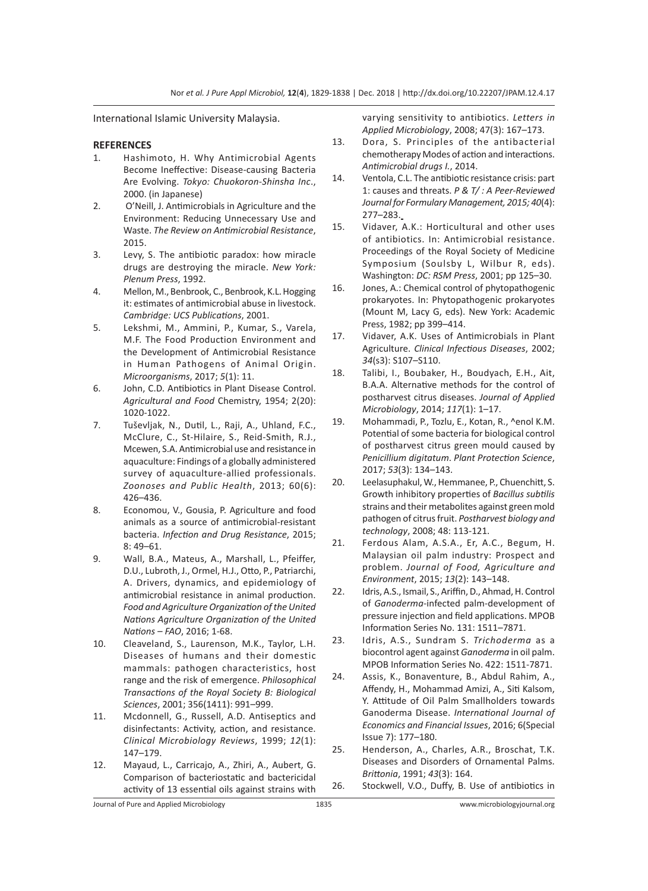International Islamic University Malaysia.

## REFERENCES

1. Hashimoto, H. Why Antimicrobial Agents Become Ineffective: Disease-causing Bacteria Are Evolving. *Tokyo: Chuokoron-Shinsha Inc.*, 2000. (in Japanese)
2. O'Neill, J. Antimicrobials in Agriculture and the Environment: Reducing Unnecessary Use and Waste. *The Review on Antimicrobial Resistance*, 2015.
3. Levy, S. The antibiotic paradox: how miracle drugs are destroying the miracle. *New York: Plenum Press*, 1992.
4. Mellon, M., Benbrook, C., Benbrook, K.L. Hogging it: estimates of antimicrobial abuse in livestock. *Cambridge: UCS Publications*, 2001.
5. Lekshmi, M., Ammini, P., Kumar, S., Varela, M.F. The Food Production Environment and the Development of Antimicrobial Resistance in Human Pathogens of Animal Origin. *Microorganisms*, 2017; *5*(1): 11.
6. John, C.D. Antibiotics in Plant Disease Control. *Agricultural and Food* Chemistry, 1954; 2(20): 1020-1022.
7. Tuševljak, N., Dutil, L., Raji, A., Uhland, F.C., McClure, C., St-Hilaire, S., Reid-Smith, R.J., Mcewen, S.A. Antimicrobial use and resistance in aquaculture: Findings of a globally administered survey of aquaculture-allied professionals. *Zoonoses and Public Health*, 2013; 60(6): 426–436.
8. Economou, V., Gousia, P. Agriculture and food animals as a source of antimicrobial-resistant bacteria. *Infection and Drug Resistance*, 2015; 8: 49–61.
9. Wall, B.A., Mateus, A., Marshall, L., Pfeiffer, D.U., Lubroth, J., Ormel, H.J., Otto, P., Patriarchi, A. Drivers, dynamics, and epidemiology of antimicrobial resistance in animal production. *Food and Agriculture Organization of the United Nations Agriculture Organization of the United Nations – FAO*, 2016; 1-68.
10. Cleaveland, S., Laurenson, M.K., Taylor, L.H. Diseases of humans and their domestic mammals: pathogen characteristics, host range and the risk of emergence. *Philosophical Transactions of the Royal Society B: Biological Sciences*, 2001; 356(1411): 991–999.
11. Mcdonnell, G., Russell, A.D. Antiseptics and disinfectants: Activity, action, and resistance. *Clinical Microbiology Reviews*, 1999; *12*(1): 147–179.
12. Mayaud, L., Carricajo, A., Zhiri, A., Aubert, G. Comparison of bacteriostatic and bactericidal activity of 13 essential oils against strains with varying sensitivity to antibiotics. *Letters in Applied Microbiology*, 2008; 47(3): 167–173.
13. Dora, S. Principles of the antibacterial chemotherapy Modes of action and interactions. *Antimicrobial drugs I.*, 2014.
14. Ventola, C.L. The antibiotic resistance crisis: part 1: causes and threats. *P & T/ : A Peer-Reviewed Journal for Formulary Management, 2015; 40*(4): 277–283.
15. Vidaver, A.K.: Horticultural and other uses of antibiotics. In: Antimicrobial resistance. Proceedings of the Royal Society of Medicine Symposium (Soulsby L, Wilbur R, eds). Washington: *DC: RSM Press*, 2001; pp 125–30.
16. Jones, A.: Chemical control of phytopathogenic prokaryotes. In: Phytopathogenic prokaryotes (Mount M, Lacy G, eds). New York: Academic Press, 1982; pp 399–414.
17. Vidaver, A.K. Uses of Antimicrobials in Plant Agriculture. *Clinical Infectious Diseases*, 2002; *34*(s3): S107–S110.
18. Talibi, I., Boubaker, H., Boudyach, E.H., Ait, B.A.A. Alternative methods for the control of postharvest citrus diseases. *Journal of Applied Microbiology*, 2014; *117*(1): 1–17.
19. Mohammadi, P., Tozlu, E., Kotan, R., ^enol K.M. Potential of some bacteria for biological control of postharvest citrus green mould caused by *Penicillium digitatum*. *Plant Protection Science*, 2017; *53*(3): 134–143.
20. Leelasuphakul, W., Hemmanee, P., Chuenchitt, S. Growth inhibitory properties of *Bacillus subtilis* strains and their metabolites against green mold pathogen of citrus fruit. *Postharvest biology and technology*, 2008; 48: 113-121.
21. Ferdous Alam, A.S.A., Er, A.C., Begum, H. Malaysian oil palm industry: Prospect and problem. *Journal of Food, Agriculture and Environment*, 2015; *13*(2): 143–148.
22. Idris, A.S., Ismail, S., Ariffin, D., Ahmad, H. Control of *Ganoderma*-infected palm-development of pressure injection and field applications. MPOB Information Series No. 131: 1511–7871.
23. Idris, A.S., Sundram S. *Trichoderma* as a biocontrol agent against *Ganoderma* in oil palm. MPOB Information Series No. 422: 1511-7871.
24. Assis, K., Bonaventure, B., Abdul Rahim, A., Affendy, H., Mohammad Amizi, A., Siti Kalsom, Y. Attitude of Oil Palm Smallholders towards Ganoderma Disease. *International Journal of Economics and Financial Issues*, 2016; 6(Special Issue 7): 177–180.
25. Henderson, A., Charles, A.R., Broschat, T.K. Diseases and Disorders of Ornamental Palms. *Brittonia*, 1991; *43*(3): 164.
26. Stockwell, V.O., Duffy, B. Use of antibiotics in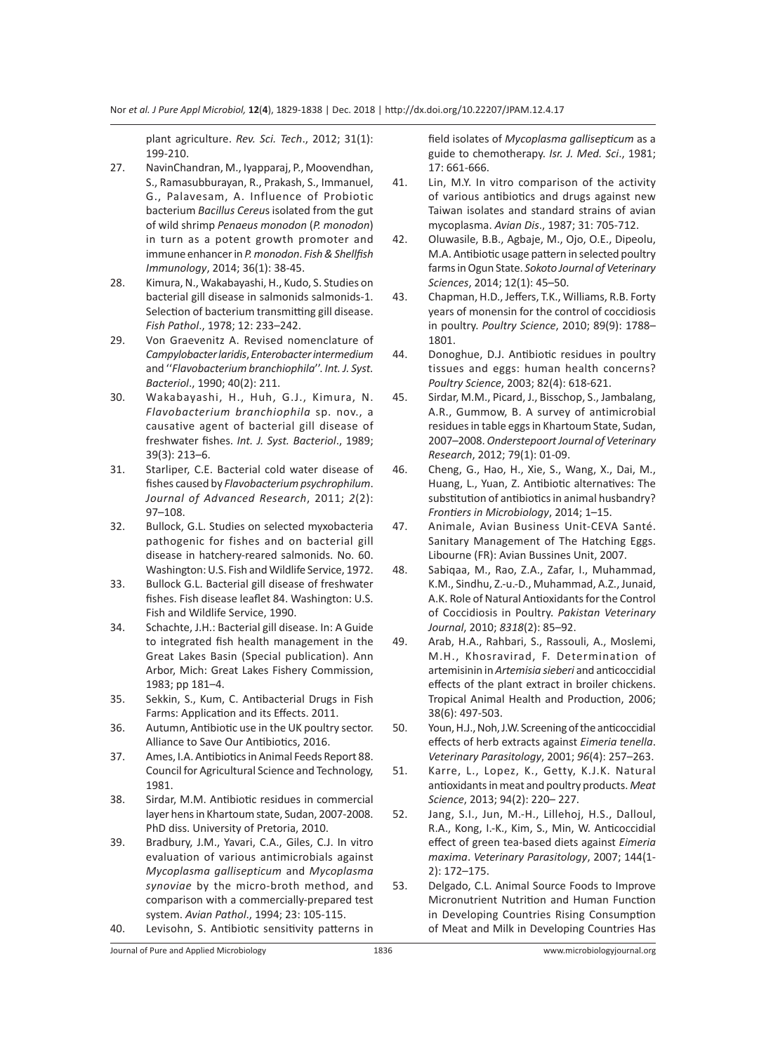plant agriculture. *Rev. Sci. Tech*., 2012; 31(1): 199-210.

27. NavinChandran, M., Iyapparaj, P., Moovendhan, S., Ramasubburayan, R., Prakash, S., Immanuel, G., Palavesam, A. Influence of Probiotic bacterium *Bacillus Cereus* isolated from the gut of wild shrimp *Penaeus monodon* (*P. monodon*) in turn as a potent growth promoter and immune enhancer in *P. monodon*. *Fish & Shellfish Immunology*, 2014; 36(1): 38-45.
28. Kimura, N., Wakabayashi, H., Kudo, S. Studies on bacterial gill disease in salmonids salmonids-1. Selection of bacterium transmitting gill disease. *Fish Pathol*., 1978; 12: 233–242.
29. Von Graevenitz A. Revised nomenclature of *Campylobacter laridis*, *Enterobacter intermedium* and ''*Flavobacterium branchiophila*''. *Int. J. Syst. Bacteriol*., 1990; 40(2): 211.
30. Wakabayashi, H., Huh, G.J., Kimura, N. *Flavobacterium branchiophila* sp. nov., a causative agent of bacterial gill disease of freshwater fishes. *Int. J. Syst. Bacteriol*., 1989; 39(3): 213–6.
31. Starliper, C.E. Bacterial cold water disease of fishes caused by *Flavobacterium psychrophilum*. *Journal of Advanced Research*, 2011; *2*(2): 97–108.
32. Bullock, G.L. Studies on selected myxobacteria pathogenic for fishes and on bacterial gill disease in hatchery-reared salmonids. No. 60. Washington: U.S. Fish and Wildlife Service, 1972.
33. Bullock G.L. Bacterial gill disease of freshwater fishes. Fish disease leaflet 84. Washington: U.S. Fish and Wildlife Service, 1990.
34. Schachte, J.H.: Bacterial gill disease. In: A Guide to integrated fish health management in the Great Lakes Basin (Special publication). Ann Arbor, Mich: Great Lakes Fishery Commission, 1983; pp 181–4.
35. Sekkin, S., Kum, C. Antibacterial Drugs in Fish Farms: Application and its Effects. 2011.
36. Autumn, Antibiotic use in the UK poultry sector. Alliance to Save Our Antibiotics, 2016.
37. Ames, I.A. Antibiotics in Animal Feeds Report 88. Council for Agricultural Science and Technology, 1981.
38. Sirdar, M.M. Antibiotic residues in commercial layer hens in Khartoum state, Sudan, 2007-2008. PhD diss. University of Pretoria, 2010.
39. Bradbury, J.M., Yavari, C.A., Giles, C.J. In vitro evaluation of various antimicrobials against *Mycoplasma gallisepticum* and *Mycoplasma synoviae* by the micro-broth method, and comparison with a commercially-prepared test system. *Avian Pathol*., 1994; 23: 105-115.
40. Levisohn, S. Antibiotic sensitivity patterns in field isolates of *Mycoplasma gallisepticum* as a guide to chemotherapy. *Isr. J. Med. Sci*., 1981; 17: 661-666.
41. Lin, M.Y. In vitro comparison of the activity of various antibiotics and drugs against new Taiwan isolates and standard strains of avian mycoplasma. *Avian Dis*., 1987; 31: 705-712.
42. Oluwasile, B.B., Agbaje, M., Ojo, O.E., Dipeolu, M.A. Antibiotic usage pattern in selected poultry farms in Ogun State. *Sokoto Journal of Veterinary Sciences*, 2014; 12(1): 45–50.
43. Chapman, H.D., Jeffers, T.K., Williams, R.B. Forty years of monensin for the control of coccidiosis in poultry. *Poultry Science*, 2010; 89(9): 1788–1801.
44. Donoghue, D.J. Antibiotic residues in poultry tissues and eggs: human health concerns? *Poultry Science*, 2003; 82(4): 618-621.
45. Sirdar, M.M., Picard, J., Bisschop, S., Jambalang, A.R., Gummow, B. A survey of antimicrobial residues in table eggs in Khartoum State, Sudan, 2007–2008. *Onderstepoort Journal of Veterinary Research*, 2012; 79(1): 01-09.
46. Cheng, G., Hao, H., Xie, S., Wang, X., Dai, M., Huang, L., Yuan, Z. Antibiotic alternatives: The substitution of antibiotics in animal husbandry? *Frontiers in Microbiology*, 2014; 1–15.
47. Animale, Avian Business Unit-CEVA Santé. Sanitary Management of The Hatching Eggs. Libourne (FR): Avian Bussines Unit, 2007.
48. Sabiqaa, M., Rao, Z.A., Zafar, I., Muhammad, K.M., Sindhu, Z.-u.-D., Muhammad, A.Z., Junaid, A.K. Role of Natural Antioxidants for the Control of Coccidiosis in Poultry. *Pakistan Veterinary Journal*, 2010; *8318*(2): 85–92.
49. Arab, H.A., Rahbari, S., Rassouli, A., Moslemi, M.H., Khosravirad, F. Determination of artemisinin in *Artemisia sieberi* and anticoccidial effects of the plant extract in broiler chickens. Tropical Animal Health and Production, 2006; 38(6): 497-503.
50. Youn, H.J., Noh, J.W. Screening of the anticoccidial effects of herb extracts against *Eimeria tenella*. *Veterinary Parasitology*, 2001; *96*(4): 257–263.
51. Karre, L., Lopez, K., Getty, K.J.K. Natural antioxidants in meat and poultry products. *Meat Science*, 2013; 94(2): 220– 227.
52. Jang, S.I., Jun, M.-H., Lillehoj, H.S., Dalloul, R.A., Kong, I.-K., Kim, S., Min, W. Anticoccidial effect of green tea-based diets against *Eimeria maxima*. *Veterinary Parasitology*, 2007; 144(1-2): 172–175.
53. Delgado, C.L. Animal Source Foods to Improve Micronutrient Nutrition and Human Function in Developing Countries Rising Consumption of Meat and Milk in Developing Countries Has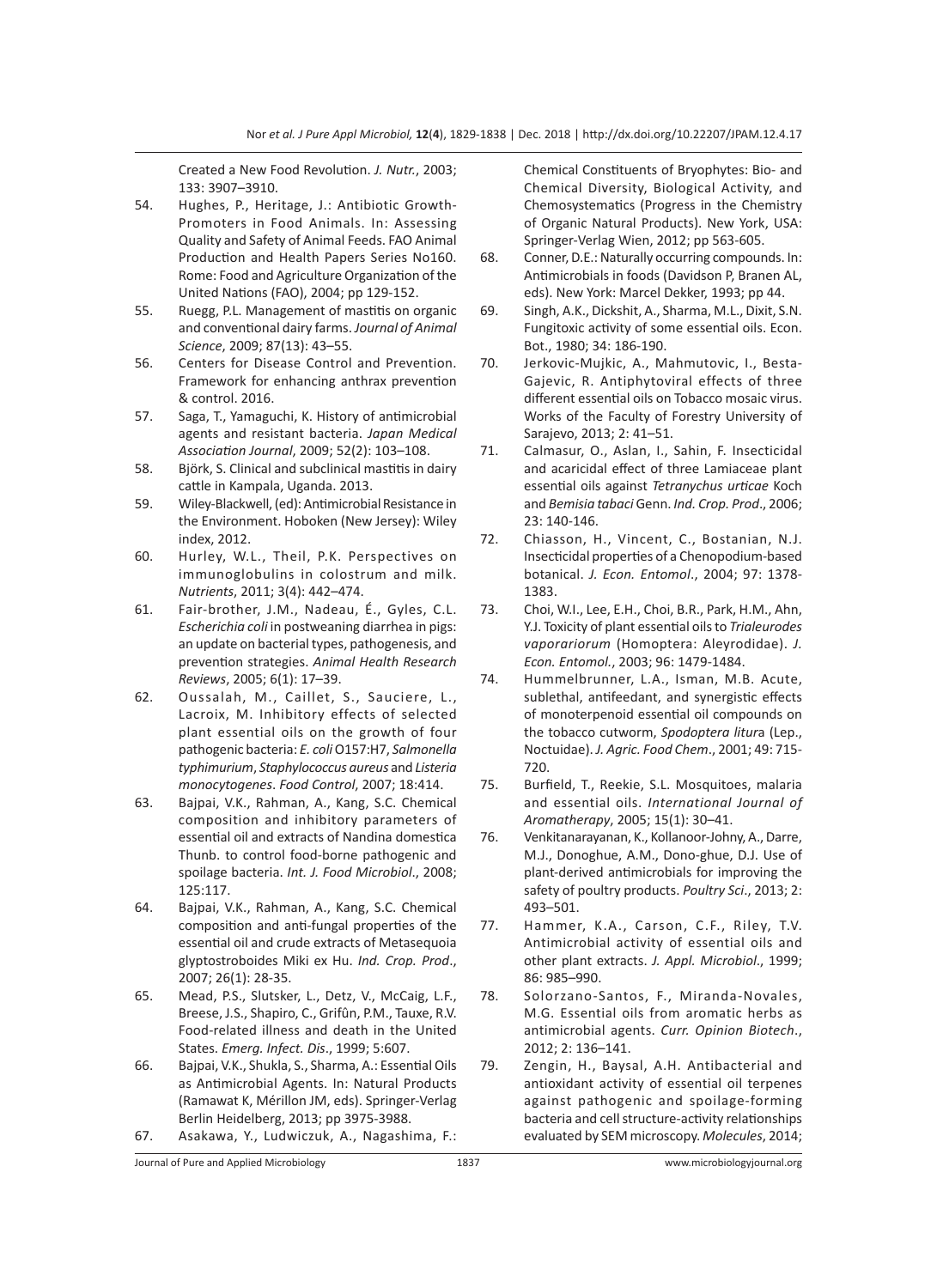Created a New Food Revolution. *J. Nutr.*, 2003; 133: 3907–3910.

54. Hughes, P., Heritage, J.: Antibiotic Growth-Promoters in Food Animals. In: Assessing Quality and Safety of Animal Feeds. FAO Animal Production and Health Papers Series No160. Rome: Food and Agriculture Organization of the United Nations (FAO), 2004; pp 129-152.
55. Ruegg, P.L. Management of mastitis on organic and conventional dairy farms. *Journal of Animal Science*, 2009; 87(13): 43–55.
56. Centers for Disease Control and Prevention. Framework for enhancing anthrax prevention & control. 2016.
57. Saga, T., Yamaguchi, K. History of antimicrobial agents and resistant bacteria. *Japan Medical Association Journal*, 2009; 52(2): 103–108.
58. Björk, S. Clinical and subclinical mastitis in dairy cattle in Kampala, Uganda. 2013.
59. Wiley-Blackwell, (ed): Antimicrobial Resistance in the Environment. Hoboken (New Jersey): Wiley index, 2012.
60. Hurley, W.L., Theil, P.K. Perspectives on immunoglobulins in colostrum and milk. *Nutrients*, 2011; 3(4): 442–474.
61. Fair-brother, J.M., Nadeau, É., Gyles, C.L. *Escherichia coli* in postweaning diarrhea in pigs: an update on bacterial types, pathogenesis, and prevention strategies. *Animal Health Research Reviews*, 2005; 6(1): 17–39.
62. Oussalah, M., Caillet, S., Sauciere, L., Lacroix, M. Inhibitory effects of selected plant essential oils on the growth of four pathogenic bacteria: *E. coli* O157:H7, *Salmonella typhimurium*, *Staphylococcus aureus* and *Listeria monocytogenes*. *Food Control*, 2007; 18:414.
63. Bajpai, V.K., Rahman, A., Kang, S.C. Chemical composition and inhibitory parameters of essential oil and extracts of Nandina domestica Thunb. to control food-borne pathogenic and spoilage bacteria. *Int. J. Food Microbiol*., 2008; 125:117.
64. Bajpai, V.K., Rahman, A., Kang, S.C. Chemical composition and anti-fungal properties of the essential oil and crude extracts of Metasequoia glyptostroboides Miki ex Hu. *Ind. Crop. Prod*., 2007; 26(1): 28-35.
65. Mead, P.S., Slutsker, L., Detz, V., McCaig, L.F., Breese, J.S., Shapiro, C., Grifûn, P.M., Tauxe, R.V. Food-related illness and death in the United States. *Emerg. Infect. Dis*., 1999; 5:607.
66. Bajpai, V.K., Shukla, S., Sharma, A.: Essential Oils as Antimicrobial Agents. In: Natural Products (Ramawat K, Mérillon JM, eds). Springer-Verlag Berlin Heidelberg, 2013; pp 3975-3988.
67. Asakawa, Y., Ludwiczuk, A., Nagashima, F.: Chemical Constituents of Bryophytes: Bio- and Chemical Diversity, Biological Activity, and Chemosystematics (Progress in the Chemistry of Organic Natural Products). New York, USA: Springer-Verlag Wien, 2012; pp 563-605.
68. Conner, D.E.: Naturally occurring compounds. In: Antimicrobials in foods (Davidson P, Branen AL, eds). New York: Marcel Dekker, 1993; pp 44.
69. Singh, A.K., Dickshit, A., Sharma, M.L., Dixit, S.N. Fungitoxic activity of some essential oils. Econ. Bot., 1980; 34: 186-190.
70. Jerkovic-Mujkic, A., Mahmutovic, I., Besta-Gajevic, R. Antiphytoviral effects of three different essential oils on Tobacco mosaic virus. Works of the Faculty of Forestry University of Sarajevo, 2013; 2: 41–51.
71. Calmasur, O., Aslan, I., Sahin, F. Insecticidal and acaricidal effect of three Lamiaceae plant essential oils against *Tetranychus urticae* Koch and *Bemisia tabaci* Genn. *Ind. Crop. Prod*., 2006; 23: 140-146.
72. Chiasson, H., Vincent, C., Bostanian, N.J. Insecticidal properties of a Chenopodium-based botanical. *J. Econ. Entomol*., 2004; 97: 1378-1383.
73. Choi, W.I., Lee, E.H., Choi, B.R., Park, H.M., Ahn, Y.J. Toxicity of plant essential oils to *Trialeurodes vaporariorum* (Homoptera: Aleyrodidae). *J. Econ. Entomol.*, 2003; 96: 1479-1484.
74. Hummelbrunner, L.A., Isman, M.B. Acute, sublethal, antifeedant, and synergistic effects of monoterpenoid essential oil compounds on the tobacco cutworm, *Spodoptera litura* (Lep., Noctuidae). *J. Agric. Food Chem*., 2001; 49: 715-720.
75. Burfield, T., Reekie, S.L. Mosquitoes, malaria and essential oils. *International Journal of Aromatherapy*, 2005; 15(1): 30–41.
76. Venkitanarayanan, K., Kollanoor-Johny, A., Darre, M.J., Donoghue, A.M., Dono-ghue, D.J. Use of plant-derived antimicrobials for improving the safety of poultry products. *Poultry Sci*., 2013; 2: 493–501.
77. Hammer, K.A., Carson, C.F., Riley, T.V. Antimicrobial activity of essential oils and other plant extracts. *J. Appl. Microbiol*., 1999; 86: 985–990.
78. Solorzano-Santos, F., Miranda-Novales, M.G. Essential oils from aromatic herbs as antimicrobial agents. *Curr. Opinion Biotech*., 2012; 2: 136–141.
79. Zengin, H., Baysal, A.H. Antibacterial and antioxidant activity of essential oil terpenes against pathogenic and spoilage-forming bacteria and cell structure-activity relationships evaluated by SEM microscopy. *Molecules*, 2014;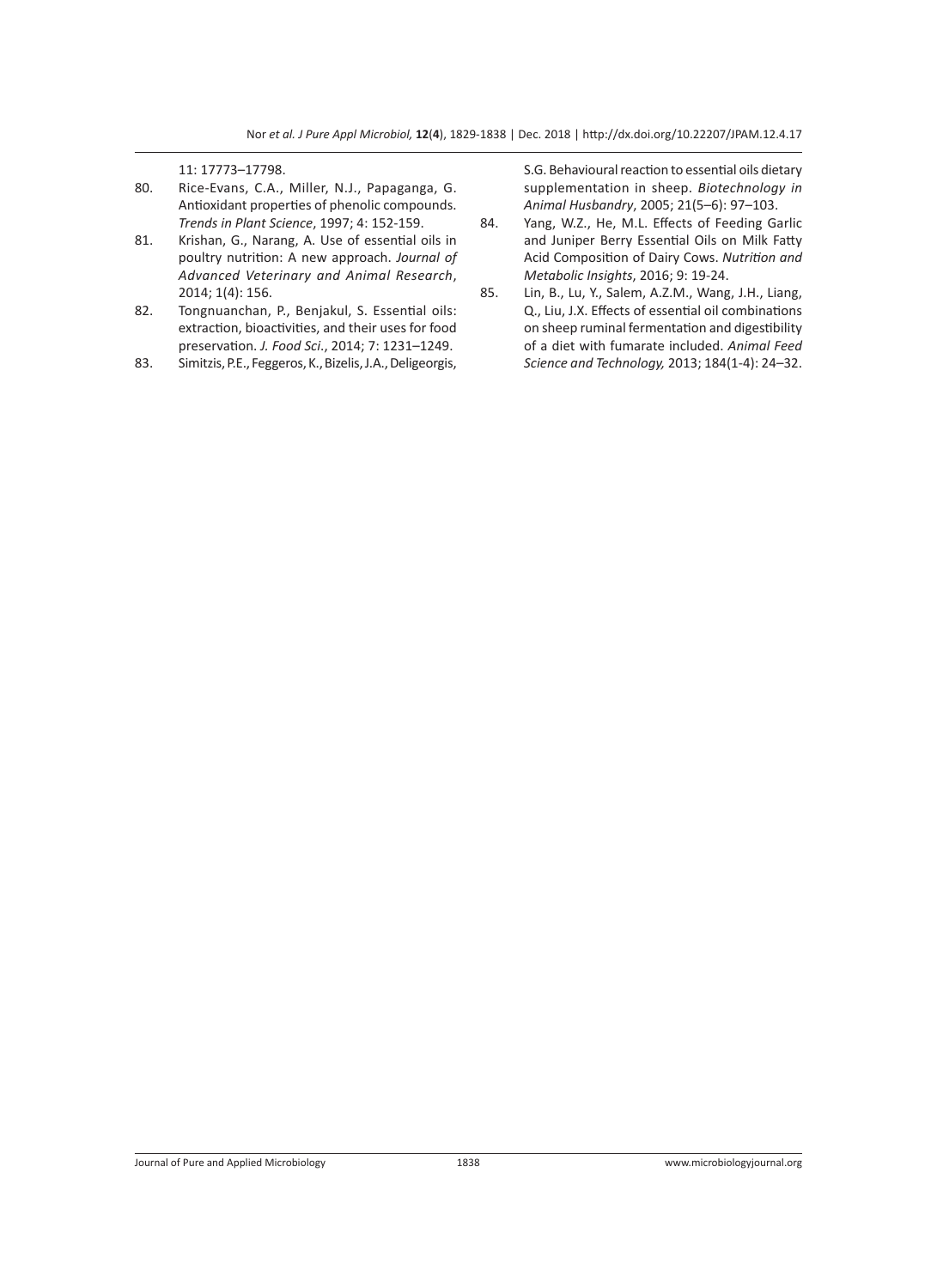11: 17773–17798.

80. Rice-Evans, C.A., Miller, N.J., Papaganga, G. Antioxidant properties of phenolic compounds. *Trends in Plant Science*, 1997; 4: 152-159.
81. Krishan, G., Narang, A. Use of essential oils in poultry nutrition: A new approach. *Journal of Advanced Veterinary and Animal Research*, 2014; 1(4): 156.
82. Tongnuanchan, P., Benjakul, S. Essential oils: extraction, bioactivities, and their uses for food preservation. *J. Food Sci*., 2014; 7: 1231–1249.
83. Simitzis, P.E., Feggeros, K., Bizelis, J.A., Deligeorgis, S.G. Behavioural reaction to essential oils dietary supplementation in sheep. *Biotechnology in Animal Husbandry*, 2005; 21(5–6): 97–103.
84. Yang, W.Z., He, M.L. Effects of Feeding Garlic and Juniper Berry Essential Oils on Milk Fatty Acid Composition of Dairy Cows. *Nutrition and Metabolic Insights*, 2016; 9: 19-24.
85. Lin, B., Lu, Y., Salem, A.Z.M., Wang, J.H., Liang, Q., Liu, J.X. Effects of essential oil combinations on sheep ruminal fermentation and digestibility of a diet with fumarate included. *Animal Feed Science and Technology,* 2013; 184(1-4): 24–32.